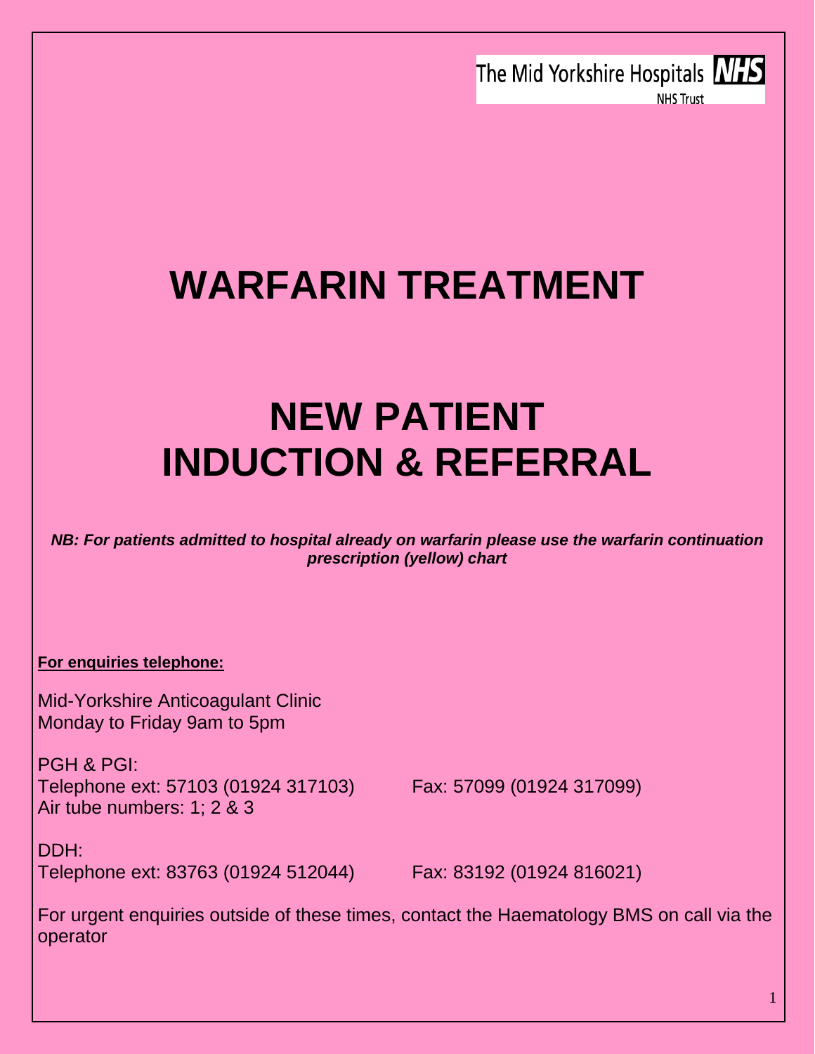The Mid Yorkshire Hospitals NHS
NHS Trust

# WARFARIN TREATMENT

# NEW PATIENT INDUCTION & REFERRAL

***NB: For patients admitted to hospital already on warfarin please use the warfarin continuation prescription (yellow) chart***

**For enquiries telephone:**

Mid-Yorkshire Anticoagulant Clinic
Monday to Friday 9am to 5pm

PGH & PGI:
Telephone ext: 57103 (01924 317103) Fax: 57099 (01924 317099)
Air tube numbers: 1; 2 & 3

DDH:
Telephone ext: 83763 (01924 512044) Fax: 83192 (01924 816021)

For urgent enquiries outside of these times, contact the Haematology BMS on call via the operator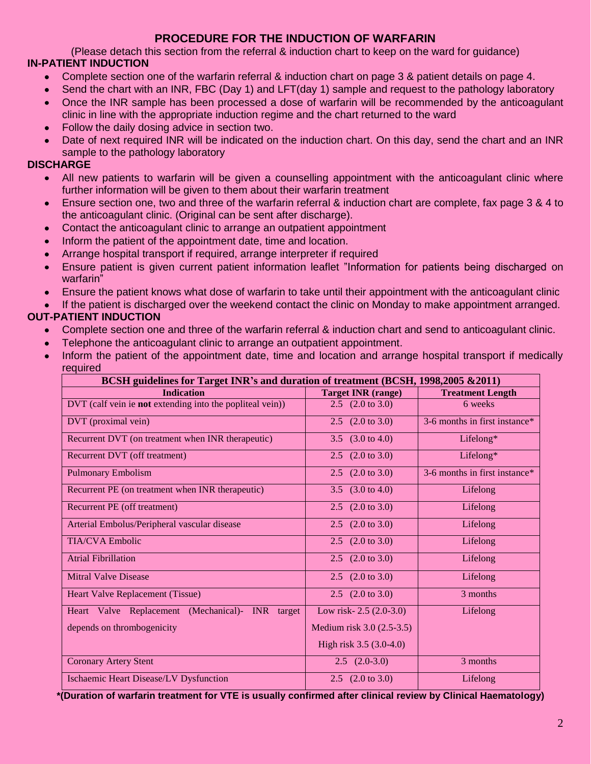# PROCEDURE FOR THE INDUCTION OF WARFARIN

(Please detach this section from the referral & induction chart to keep on the ward for guidance)

## IN-PATIENT INDUCTION

- Complete section one of the warfarin referral & induction chart on page 3 & patient details on page 4.
- Send the chart with an INR, FBC (Day 1) and LFT(day 1) sample and request to the pathology laboratory
- Once the INR sample has been processed a dose of warfarin will be recommended by the anticoagulant clinic in line with the appropriate induction regime and the chart returned to the ward
- Follow the daily dosing advice in section two.
- Date of next required INR will be indicated on the induction chart. On this day, send the chart and an INR sample to the pathology laboratory

## DISCHARGE

- All new patients to warfarin will be given a counselling appointment with the anticoagulant clinic where further information will be given to them about their warfarin treatment
- Ensure section one, two and three of the warfarin referral & induction chart are complete, fax page 3 & 4 to the anticoagulant clinic. (Original can be sent after discharge).
- Contact the anticoagulant clinic to arrange an outpatient appointment
- Inform the patient of the appointment date, time and location.
- Arrange hospital transport if required, arrange interpreter if required
- Ensure patient is given current patient information leaflet "Information for patients being discharged on warfarin"
- Ensure the patient knows what dose of warfarin to take until their appointment with the anticoagulant clinic
- If the patient is discharged over the weekend contact the clinic on Monday to make appointment arranged.

## OUT-PATIENT INDUCTION

- Complete section one and three of the warfarin referral & induction chart and send to anticoagulant clinic.
- Telephone the anticoagulant clinic to arrange an outpatient appointment.
- Inform the patient of the appointment date, time and location and arrange hospital transport if medically required

**BCSH guidelines for Target INR's and duration of treatment (BCSH, 1998,2005 &2011)**

| Indication | Target INR (range) | Treatment Length |
|---|---|---|
| DVT (calf vein ie **not** extending into the popliteal vein)) | 2.5 (2.0 to 3.0) | 6 weeks |
| DVT (proximal vein) | 2.5 (2.0 to 3.0) | 3-6 months in first instance* |
| Recurrent DVT (on treatment when INR therapeutic) | 3.5 (3.0 to 4.0) | Lifelong* |
| Recurrent DVT (off treatment) | 2.5 (2.0 to 3.0) | Lifelong* |
| Pulmonary Embolism | 2.5 (2.0 to 3.0) | 3-6 months in first instance* |
| Recurrent PE (on treatment when INR therapeutic) | 3.5 (3.0 to 4.0) | Lifelong |
| Recurrent PE (off treatment) | 2.5 (2.0 to 3.0) | Lifelong |
| Arterial Embolus/Peripheral vascular disease | 2.5 (2.0 to 3.0) | Lifelong |
| TIA/CVA Embolic | 2.5 (2.0 to 3.0) | Lifelong |
| Atrial Fibrillation | 2.5 (2.0 to 3.0) | Lifelong |
| Mitral Valve Disease | 2.5 (2.0 to 3.0) | Lifelong |
| Heart Valve Replacement (Tissue) | 2.5 (2.0 to 3.0) | 3 months |
| Heart Valve Replacement (Mechanical)- INR target depends on thrombogenicity | Low risk- 2.5 (2.0-3.0)<br>Medium risk 3.0 (2.5-3.5)<br>High risk 3.5 (3.0-4.0) | Lifelong |
| Coronary Artery Stent | 2.5 (2.0-3.0) | 3 months |
| Ischaemic Heart Disease/LV Dysfunction | 2.5 (2.0 to 3.0) | Lifelong |

**\*(Duration of warfarin treatment for VTE is usually confirmed after clinical review by Clinical Haematology)**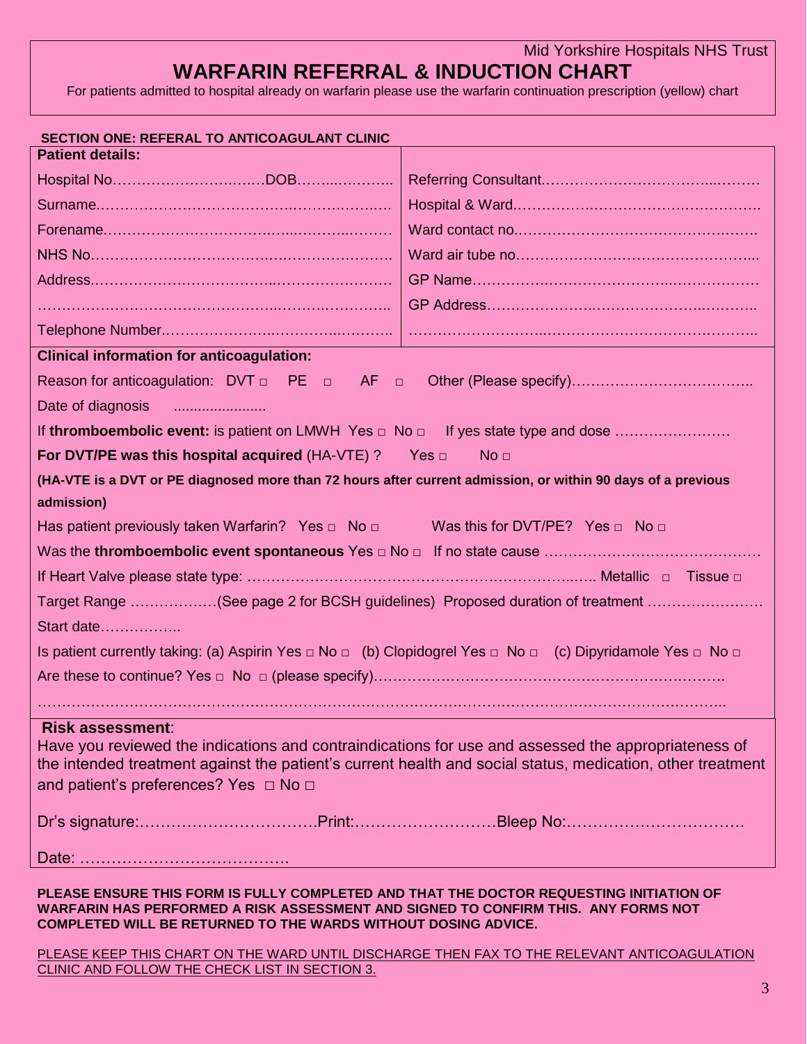Mid Yorkshire Hospitals NHS Trust

# WARFARIN REFERRAL & INDUCTION CHART

For patients admitted to hospital already on warfarin please use the warfarin continuation prescription (yellow) chart

**SECTION ONE: REFERAL TO ANTICOAGULANT CLINIC**

| **Patient details:** | |
|---|---|
| Hospital No…………………….……DOB……..……….. | Referring Consultant………………………………..……… |
| Surname.………………………………….……….……… | Hospital & Ward.…………….…………….……………… |
| Forename.…………………………….…...…………..……… | Ward contact no.………………………………………….……… |
| NHS No.…………………………………………………… | Ward air tube no……………………………………………... |
| Address.…………………………………….…………………… | GP Name……………………………………..……………… |
| ………………………………………………..…………………….. | GP Address…………………..………………..……….. |
| Telephone Number.……………………….……………..……….. | ………………………..……………………………………….. |

**Clinical information for anticoagulation:**

Reason for anticoagulation: DVT □ PE □ AF □ Other (Please specify)………………………………..

Date of diagnosis ......................

If **thromboembolic event:** is patient on LMWH Yes □ No □ If yes state type and dose ……………………

**For DVT/PE was this hospital acquired** (HA-VTE) ? Yes □ No □

**(HA-VTE is a DVT or PE diagnosed more than 72 hours after current admission, or within 90 days of a previous admission)**

Has patient previously taken Warfarin? Yes □ No □ Was this for DVT/PE? Yes □ No □

Was the **thromboembolic event spontaneous** Yes □ No □ If no state cause ………………………………………

If Heart Valve please state type: …………………………………………………………….….. Metallic □ Tissue □

Target Range ………………(See page 2 for BCSH guidelines) Proposed duration of treatment ……………………

Start date……………..

Is patient currently taking: (a) Aspirin Yes □ No □ (b) Clopidogrel Yes □ No □ (c) Dipyridamole Yes □ No □

Are these to continue? Yes □ No □ (please specify)……………………………………………………………….

……………………………………………………………………………………………………………………………..

**Risk assessment**:

Have you reviewed the indications and contraindications for use and assessed the appropriateness of the intended treatment against the patient's current health and social status, medication, other treatment and patient's preferences? Yes □ No □

Dr's signature:…………………………….Print:………………………Bleep No:…………………………….

Date: …………………………………

**PLEASE ENSURE THIS FORM IS FULLY COMPLETED AND THAT THE DOCTOR REQUESTING INITIATION OF WARFARIN HAS PERFORMED A RISK ASSESSMENT AND SIGNED TO CONFIRM THIS. ANY FORMS NOT COMPLETED WILL BE RETURNED TO THE WARDS WITHOUT DOSING ADVICE.**

PLEASE KEEP THIS CHART ON THE WARD UNTIL DISCHARGE THEN FAX TO THE RELEVANT ANTICOAGULATION CLINIC AND FOLLOW THE CHECK LIST IN SECTION 3.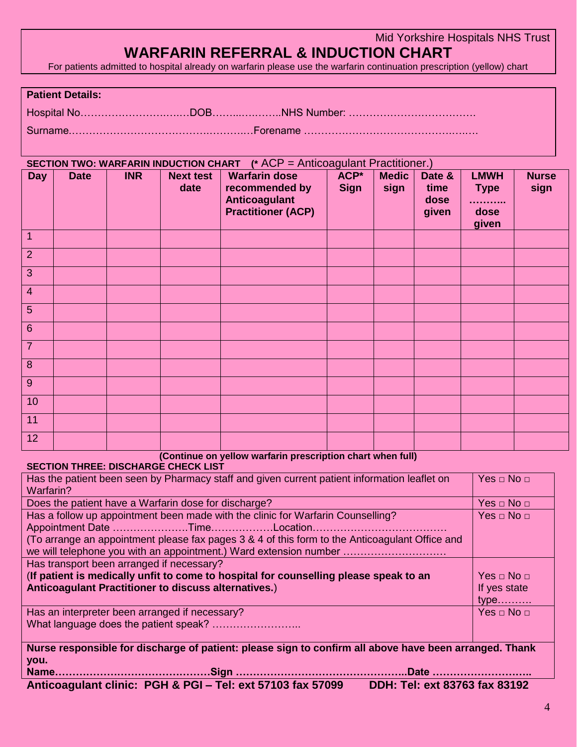Mid Yorkshire Hospitals NHS Trust

# WARFARIN REFERRAL & INDUCTION CHART

For patients admitted to hospital already on warfarin please use the warfarin continuation prescription (yellow) chart

**Patient Details:**

Hospital No……………………….…DOB……..……….NHS Number: ………………………………

Surname……………………………………………Forename …………………………………………

**SECTION TWO: WARFARIN INDUCTION CHART (*** ACP = Anticoagulant Practitioner.)

| Day | Date | INR | Next test date | Warfarin dose recommended by Anticoagulant Practitioner (ACP) | ACP* Sign | Medic sign | Date & time dose given | LMWH Type ……….. dose given | Nurse sign |
|---|---|---|---|---|---|---|---|---|---|
| 1 | | | | | | | | | |
| 2 | | | | | | | | | |
| 3 | | | | | | | | | |
| 4 | | | | | | | | | |
| 5 | | | | | | | | | |
| 6 | | | | | | | | | |
| 7 | | | | | | | | | |
| 8 | | | | | | | | | |
| 9 | | | | | | | | | |
| 10 | | | | | | | | | |
| 11 | | | | | | | | | |
| 12 | | | | | | | | | |

**(Continue on yellow warfarin prescription chart when full)**

**SECTION THREE: DISCHARGE CHECK LIST**

| | |
|---|---|
| Has the patient been seen by Pharmacy staff and given current patient information leaflet on Warfarin? | Yes □ No □ |
| Does the patient have a Warfarin dose for discharge? | Yes □ No □ |
| Has a follow up appointment been made with the clinic for Warfarin Counselling? Appointment Date ………………….Time……………..Location………………………………… (To arrange an appointment please fax pages 3 & 4 of this form to the Anticoagulant Office and we will telephone you with an appointment.) Ward extension number ………………………… | Yes □ No □ |
| Has transport been arranged if necessary? (**If patient is medically unfit to come to hospital for counselling please speak to an Anticoagulant Practitioner to discuss alternatives.**) | Yes □ No □ If yes state type………. |
| Has an interpreter been arranged if necessary? What language does the patient speak? …………………….. | Yes □ No □ |

**Nurse responsible for discharge of patient: please sign to confirm all above have been arranged. Thank you.**

**Name……………………………………Sign …………………………………………Date ……………………….**

**Anticoagulant clinic: PGH & PGI – Tel: ext 57103 fax 57099 DDH: Tel: ext 83763 fax 83192**